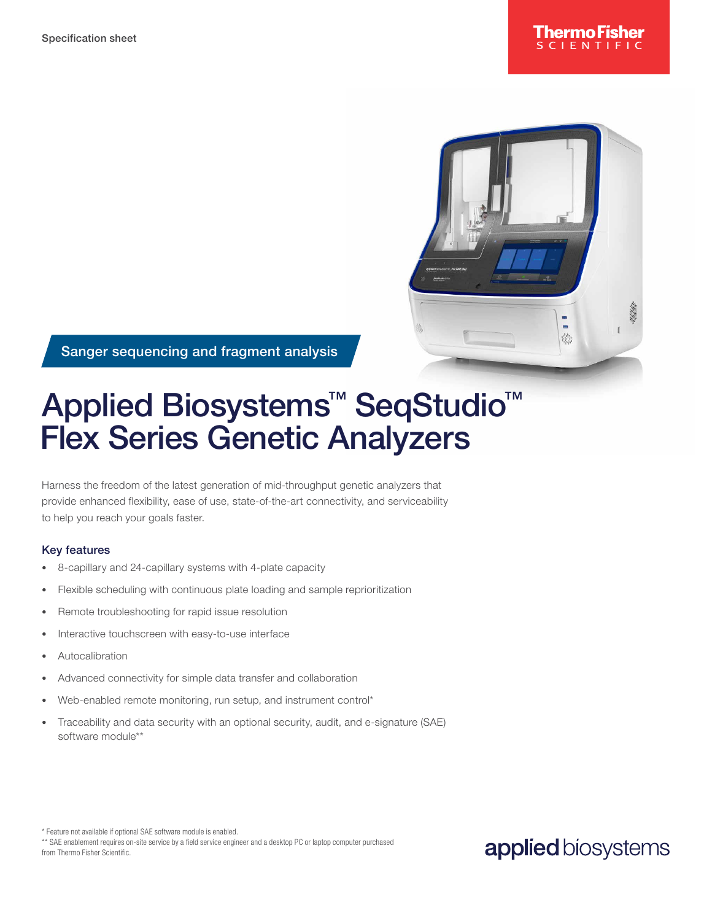Specification sheet

Sanger sequencing and fragment analysis

# Applied Biosystems™ SeqStudio™ Flex Series Genetic Analyzers

Harness the freedom of the latest generation of mid-throughput genetic analyzers that provide enhanced flexibility, ease of use, state-of-the-art connectivity, and serviceability to help you reach your goals faster.

## Key features

- 8-capillary and 24-capillary systems with 4-plate capacity
- Flexible scheduling with continuous plate loading and sample reprioritization
- Remote troubleshooting for rapid issue resolution
- Interactive touchscreen with easy-to-use interface
- Autocalibration
- Advanced connectivity for simple data transfer and collaboration
- Web-enabled remote monitoring, run setup, and instrument control*
- Traceability and data security with an optional security, audit, and e-signature (SAE) software module**

\* Feature not available if optional SAE software module is enabled.

\*\* SAE enablement requires on-site service by a field service engineer and a desktop PC or laptop computer purchased from Thermo Fisher Scientific.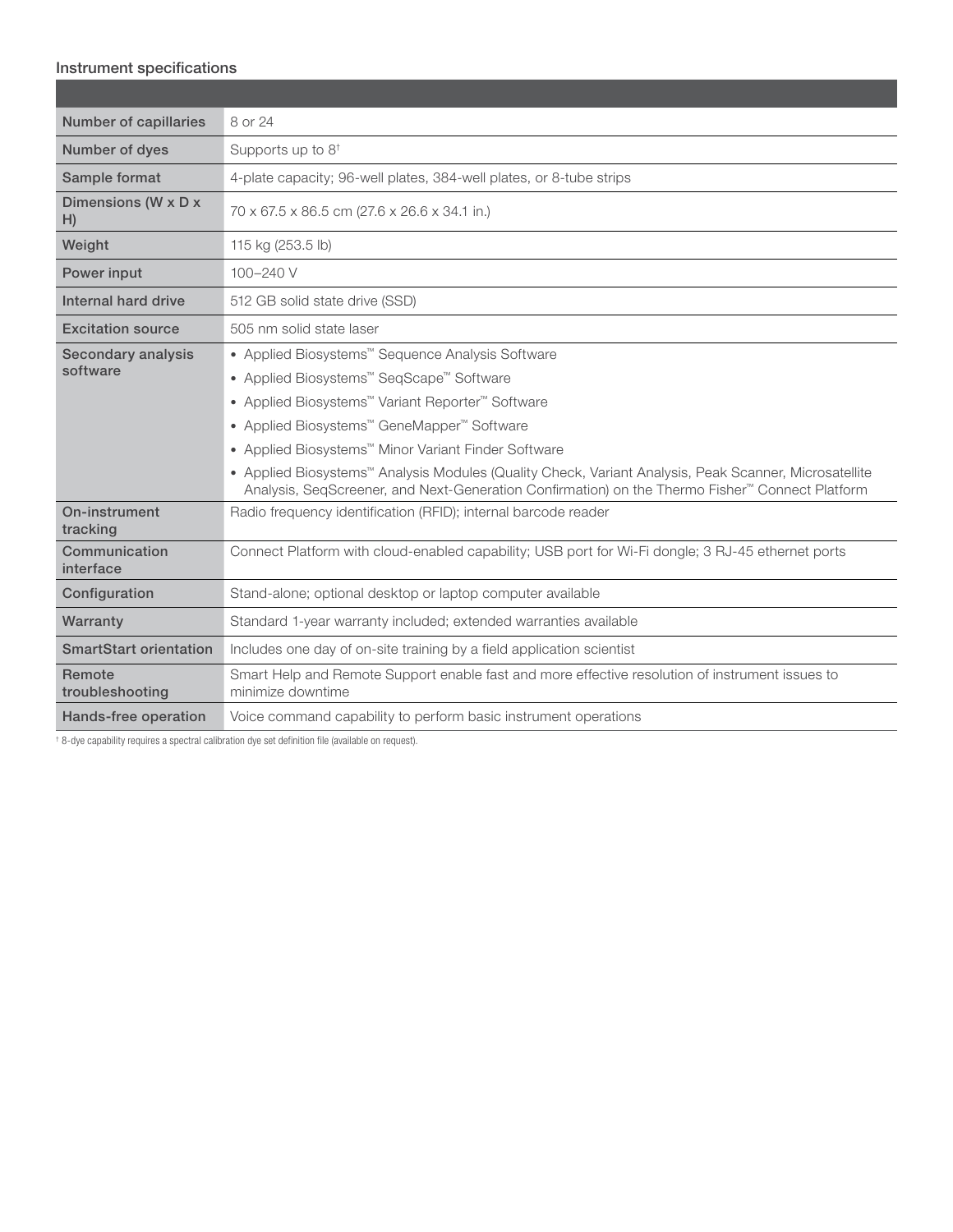#### Instrument specifications

| | |
|---|---|
| Number of capillaries | 8 or 24 |
| Number of dyes | Supports up to 8† |
| Sample format | 4-plate capacity; 96-well plates, 384-well plates, or 8-tube strips |
| Dimensions (W x D x H) | 70 x 67.5 x 86.5 cm (27.6 x 26.6 x 34.1 in.) |
| Weight | 115 kg (253.5 lb) |
| Power input | 100–240 V |
| Internal hard drive | 512 GB solid state drive (SSD) |
| Excitation source | 505 nm solid state laser |
| Secondary analysis software | • Applied Biosystems™ Sequence Analysis Software<br>• Applied Biosystems™ SeqScape™ Software<br>• Applied Biosystems™ Variant Reporter™ Software<br>• Applied Biosystems™ GeneMapper™ Software<br>• Applied Biosystems™ Minor Variant Finder Software<br>• Applied Biosystems™ Analysis Modules (Quality Check, Variant Analysis, Peak Scanner, Microsatellite Analysis, SeqScreener, and Next-Generation Confirmation) on the Thermo Fisher™ Connect Platform |
| On-instrument tracking | Radio frequency identification (RFID); internal barcode reader |
| Communication interface | Connect Platform with cloud-enabled capability; USB port for Wi-Fi dongle; 3 RJ-45 ethernet ports |
| Configuration | Stand-alone; optional desktop or laptop computer available |
| Warranty | Standard 1-year warranty included; extended warranties available |
| SmartStart orientation | Includes one day of on-site training by a field application scientist |
| Remote troubleshooting | Smart Help and Remote Support enable fast and more effective resolution of instrument issues to minimize downtime |
| Hands-free operation | Voice command capability to perform basic instrument operations |

† 8-dye capability requires a spectral calibration dye set definition file (available on request).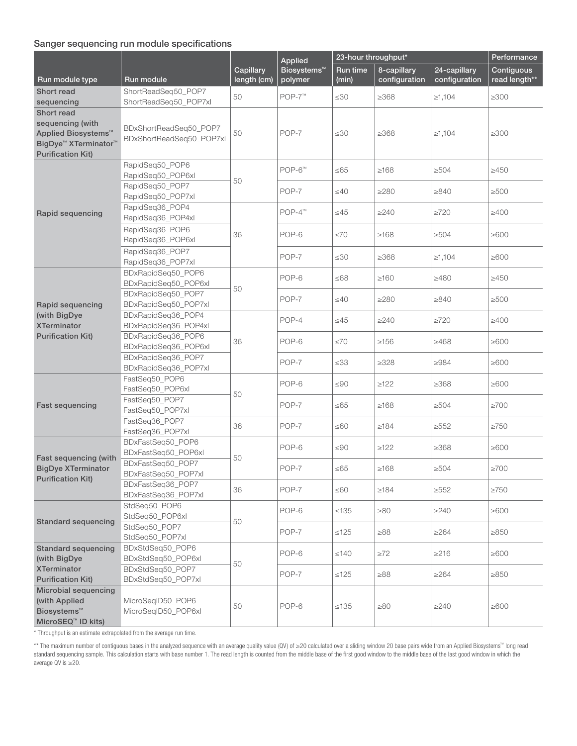### Sanger sequencing run module specifications

| Run module type | Run module | Capillary length (cm) | Applied Biosystems™ polymer | 23-hour throughput* | | | Performance |
|---|---|---|---|---|---|---|---|
| | | | | Run time (min) | 8-capillary configuration | 24-capillary configuration | Contiguous read length** |
| **Short read sequencing** | ShortReadSeq50_POP7<br>ShortReadSeq50_POP7xl | 50 | POP-7™ | ≤30 | ≥368 | ≥1,104 | ≥300 |
| **Short read sequencing (with Applied Biosystems™ BigDye™ XTerminator™ Purification Kit)** | BDxShortReadSeq50_POP7<br>BDxShortReadSeq50_POP7xl | 50 | POP-7 | ≤30 | ≥368 | ≥1,104 | ≥300 |
| **Rapid sequencing** | RapidSeq50_POP6<br>RapidSeq50_POP6xl | 50 | POP-6™ | ≤65 | ≥168 | ≥504 | ≥450 |
| | RapidSeq50_POP7<br>RapidSeq50_POP7xl | | POP-7 | ≤40 | ≥280 | ≥840 | ≥500 |
| | RapidSeq36_POP4<br>RapidSeq36_POP4xl | 36 | POP-4™ | ≤45 | ≥240 | ≥720 | ≥400 |
| | RapidSeq36_POP6<br>RapidSeq36_POP6xl | | POP-6 | ≤70 | ≥168 | ≥504 | ≥600 |
| | RapidSeq36_POP7<br>RapidSeq36_POP7xl | | POP-7 | ≤30 | ≥368 | ≥1,104 | ≥600 |
| **Rapid sequencing (with BigDye XTerminator Purification Kit)** | BDxRapidSeq50_POP6<br>BDxRapidSeq50_POP6xl | 50 | POP-6 | ≤68 | ≥160 | ≥480 | ≥450 |
| | BDxRapidSeq50_POP7<br>BDxRapidSeq50_POP7xl | | POP-7 | ≤40 | ≥280 | ≥840 | ≥500 |
| | BDxRapidSeq36_POP4<br>BDxRapidSeq36_POP4xl | 36 | POP-4 | ≤45 | ≥240 | ≥720 | ≥400 |
| | BDxRapidSeq36_POP6<br>BDxRapidSeq36_POP6xl | | POP-6 | ≤70 | ≥156 | ≥468 | ≥600 |
| | BDxRapidSeq36_POP7<br>BDxRapidSeq36_POP7xl | | POP-7 | ≤33 | ≥328 | ≥984 | ≥600 |
| **Fast sequencing** | FastSeq50_POP6<br>FastSeq50_POP6xl | 50 | POP-6 | ≤90 | ≥122 | ≥368 | ≥600 |
| | FastSeq50_POP7<br>FastSeq50_POP7xl | | POP-7 | ≤65 | ≥168 | ≥504 | ≥700 |
| | FastSeq36_POP7<br>FastSeq36_POP7xl | 36 | POP-7 | ≤60 | ≥184 | ≥552 | ≥750 |
| **Fast sequencing (with BigDye XTerminator Purification Kit)** | BDxFastSeq50_POP6<br>BDxFastSeq50_POP6xl | 50 | POP-6 | ≤90 | ≥122 | ≥368 | ≥600 |
| | BDxFastSeq50_POP7<br>BDxFastSeq50_POP7xl | | POP-7 | ≤65 | ≥168 | ≥504 | ≥700 |
| | BDxFastSeq36_POP7<br>BDxFastSeq36_POP7xl | 36 | POP-7 | ≤60 | ≥184 | ≥552 | ≥750 |
| **Standard sequencing** | StdSeq50_POP6<br>StdSeq50_POP6xl | 50 | POP-6 | ≤135 | ≥80 | ≥240 | ≥600 |
| | StdSeq50_POP7<br>StdSeq50_POP7xl | | POP-7 | ≤125 | ≥88 | ≥264 | ≥850 |
| **Standard sequencing (with BigDye XTerminator Purification Kit)** | BDxStdSeq50_POP6<br>BDxStdSeq50_POP6xl | 50 | POP-6 | ≤140 | ≥72 | ≥216 | ≥600 |
| | BDxStdSeq50_POP7<br>BDxStdSeq50_POP7xl | | POP-7 | ≤125 | ≥88 | ≥264 | ≥850 |
| **Microbial sequencing (with Applied Biosystems™ MicroSEQ™ ID kits)** | MicroSeqID50_POP6<br>MicroSeqID50_POP6xl | 50 | POP-6 | ≤135 | ≥80 | ≥240 | ≥600 |

\* Throughput is an estimate extrapolated from the average run time.

\*\* The maximum number of contiguous bases in the analyzed sequence with an average quality value (QV) of ≥20 calculated over a sliding window 20 base pairs wide from an Applied Biosystems™ long read standard sequencing sample. This calculation starts with base number 1. The read length is counted from the middle base of the first good window to the middle base of the last good window in which the average QV is ≥20.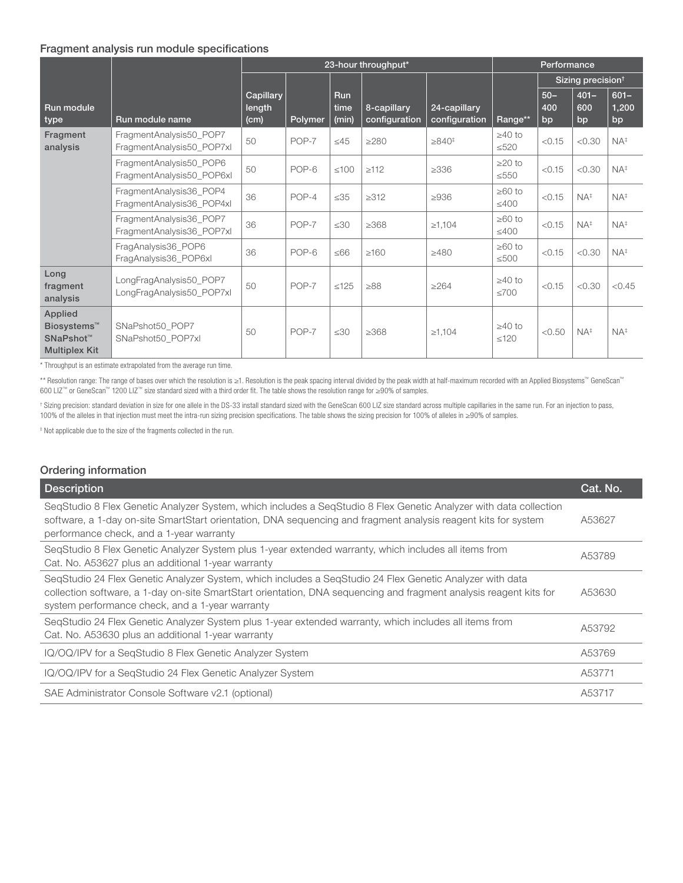### Fragment analysis run module specifications

| Run module type | Run module name | 23-hour throughput* | | | | | Performance | | | |
|---|---|---|---|---|---|---|---|---|---|---|
| | | | | | | | | Sizing precision† | | |
| | | Capillary length (cm) | Polymer | Run time (min) | 8-capillary configuration | 24-capillary configuration | Range** | 50–400 bp | 401–600 bp | 601–1,200 bp |
| Fragment analysis | FragmentAnalysis50_POP7 FragmentAnalysis50_POP7xl | 50 | POP-7 | ≤45 | ≥280 | ≥840‡ | ≥40 to ≤520 | <0.15 | <0.30 | NA‡ |
| | FragmentAnalysis50_POP6 FragmentAnalysis50_POP6xl | 50 | POP-6 | ≤100 | ≥112 | ≥336 | ≥20 to ≤550 | <0.15 | <0.30 | NA‡ |
| | FragmentAnalysis36_POP4 FragmentAnalysis36_POP4xl | 36 | POP-4 | ≤35 | ≥312 | ≥936 | ≥60 to ≤400 | <0.15 | NA‡ | NA‡ |
| | FragmentAnalysis36_POP7 FragmentAnalysis36_POP7xl | 36 | POP-7 | ≤30 | ≥368 | ≥1,104 | ≥60 to ≤400 | <0.15 | NA‡ | NA‡ |
| | FragAnalysis36_POP6 FragAnalysis36_POP6xl | 36 | POP-6 | ≤66 | ≥160 | ≥480 | ≥60 to ≤500 | <0.15 | <0.30 | NA‡ |
| Long fragment analysis | LongFragAnalysis50_POP7 LongFragAnalysis50_POP7xl | 50 | POP-7 | ≤125 | ≥88 | ≥264 | ≥40 to ≤700 | <0.15 | <0.30 | <0.45 |
| Applied Biosystems™ SNaPshot™ Multiplex Kit | SNaPshot50_POP7 SNaPshot50_POP7xl | 50 | POP-7 | ≤30 | ≥368 | ≥1,104 | ≥40 to ≤120 | <0.50 | NA‡ | NA‡ |

\* Throughput is an estimate extrapolated from the average run time.

** Resolution range: The range of bases over which the resolution is ≥1. Resolution is the peak spacing interval divided by the peak width at half-maximum recorded with an Applied Biosystems™ GeneScan™ 600 LIZ™ or GeneScan™ 1200 LIZ™ size standard sized with a third order fit. The table shows the resolution range for ≥90% of samples.

† Sizing precision: standard deviation in size for one allele in the DS-33 install standard sized with the GeneScan 600 LIZ size standard across multiple capillaries in the same run. For an injection to pass, 100% of the alleles in that injection must meet the intra-run sizing precision specifications. The table shows the sizing precision for 100% of alleles in ≥90% of samples.

‡ Not applicable due to the size of the fragments collected in the run.

### Ordering information

| Description | Cat. No. |
|---|---|
| SeqStudio 8 Flex Genetic Analyzer System, which includes a SeqStudio 8 Flex Genetic Analyzer with data collection software, a 1-day on-site SmartStart orientation, DNA sequencing and fragment analysis reagent kits for system performance check, and a 1-year warranty | A53627 |
| SeqStudio 8 Flex Genetic Analyzer System plus 1-year extended warranty, which includes all items from Cat. No. A53627 plus an additional 1-year warranty | A53789 |
| SeqStudio 24 Flex Genetic Analyzer System, which includes a SeqStudio 24 Flex Genetic Analyzer with data collection software, a 1-day on-site SmartStart orientation, DNA sequencing and fragment analysis reagent kits for system performance check, and a 1-year warranty | A53630 |
| SeqStudio 24 Flex Genetic Analyzer System plus 1-year extended warranty, which includes all items from Cat. No. A53630 plus an additional 1-year warranty | A53792 |
| IQ/OQ/IPV for a SeqStudio 8 Flex Genetic Analyzer System | A53769 |
| IQ/OQ/IPV for a SeqStudio 24 Flex Genetic Analyzer System | A53771 |
| SAE Administrator Console Software v2.1 (optional) | A53717 |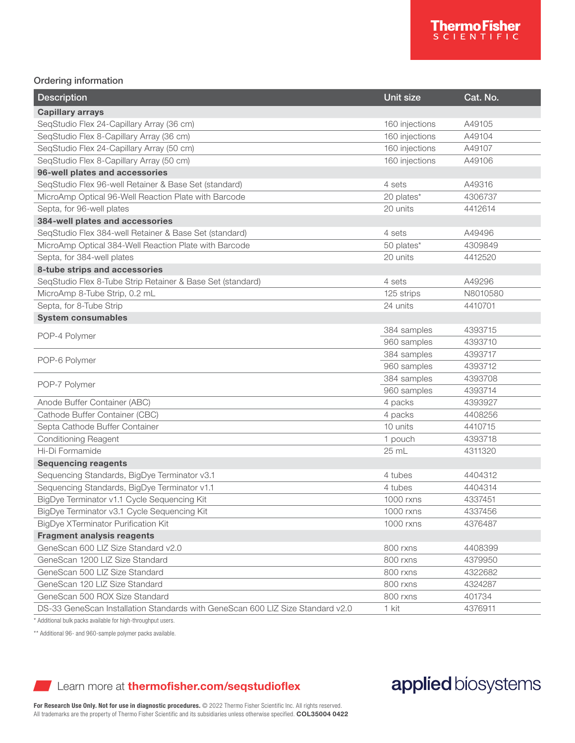## Ordering information

| Description | Unit size | Cat. No. |
|---|---|---|
| **Capillary arrays** | | |
| SeqStudio Flex 24-Capillary Array (36 cm) | 160 injections | A49105 |
| SeqStudio Flex 8-Capillary Array (36 cm) | 160 injections | A49104 |
| SeqStudio Flex 24-Capillary Array (50 cm) | 160 injections | A49107 |
| SeqStudio Flex 8-Capillary Array (50 cm) | 160 injections | A49106 |
| **96-well plates and accessories** | | |
| SeqStudio Flex 96-well Retainer & Base Set (standard) | 4 sets | A49316 |
| MicroAmp Optical 96-Well Reaction Plate with Barcode | 20 plates* | 4306737 |
| Septa, for 96-well plates | 20 units | 4412614 |
| **384-well plates and accessories** | | |
| SeqStudio Flex 384-well Retainer & Base Set (standard) | 4 sets | A49496 |
| MicroAmp Optical 384-Well Reaction Plate with Barcode | 50 plates* | 4309849 |
| Septa, for 384-well plates | 20 units | 4412520 |
| **8-tube strips and accessories** | | |
| SeqStudio Flex 8-Tube Strip Retainer & Base Set (standard) | 4 sets | A49296 |
| MicroAmp 8-Tube Strip, 0.2 mL | 125 strips | N8010580 |
| Septa, for 8-Tube Strip | 24 units | 4410701 |
| **System consumables** | | |
| POP-4 Polymer | 384 samples | 4393715 |
| | 960 samples | 4393710 |
| POP-6 Polymer | 384 samples | 4393717 |
| | 960 samples | 4393712 |
| POP-7 Polymer | 384 samples | 4393708 |
| | 960 samples | 4393714 |
| Anode Buffer Container (ABC) | 4 packs | 4393927 |
| Cathode Buffer Container (CBC) | 4 packs | 4408256 |
| Septa Cathode Buffer Container | 10 units | 4410715 |
| Conditioning Reagent | 1 pouch | 4393718 |
| Hi-Di Formamide | 25 mL | 4311320 |
| **Sequencing reagents** | | |
| Sequencing Standards, BigDye Terminator v3.1 | 4 tubes | 4404312 |
| Sequencing Standards, BigDye Terminator v1.1 | 4 tubes | 4404314 |
| BigDye Terminator v1.1 Cycle Sequencing Kit | 1000 rxns | 4337451 |
| BigDye Terminator v3.1 Cycle Sequencing Kit | 1000 rxns | 4337456 |
| BigDye XTerminator Purification Kit | 1000 rxns | 4376487 |
| **Fragment analysis reagents** | | |
| GeneScan 600 LIZ Size Standard v2.0 | 800 rxns | 4408399 |
| GeneScan 1200 LIZ Size Standard | 800 rxns | 4379950 |
| GeneScan 500 LIZ Size Standard | 800 rxns | 4322682 |
| GeneScan 120 LIZ Size Standard | 800 rxns | 4324287 |
| GeneScan 500 ROX Size Standard | 800 rxns | 401734 |
| DS-33 GeneScan Installation Standards with GeneScan 600 LIZ Size Standard v2.0 | 1 kit | 4376911 |

\* Additional bulk packs available for high-throughput users.

\** Additional 96- and 960-sample polymer packs available.

Learn more at **thermofisher.com/seqstudioflex**

**For Research Use Only. Not for use in diagnostic procedures.** © 2022 Thermo Fisher Scientific Inc. All rights reserved. All trademarks are the property of Thermo Fisher Scientific and its subsidiaries unless otherwise specified. **COL35004 0422**